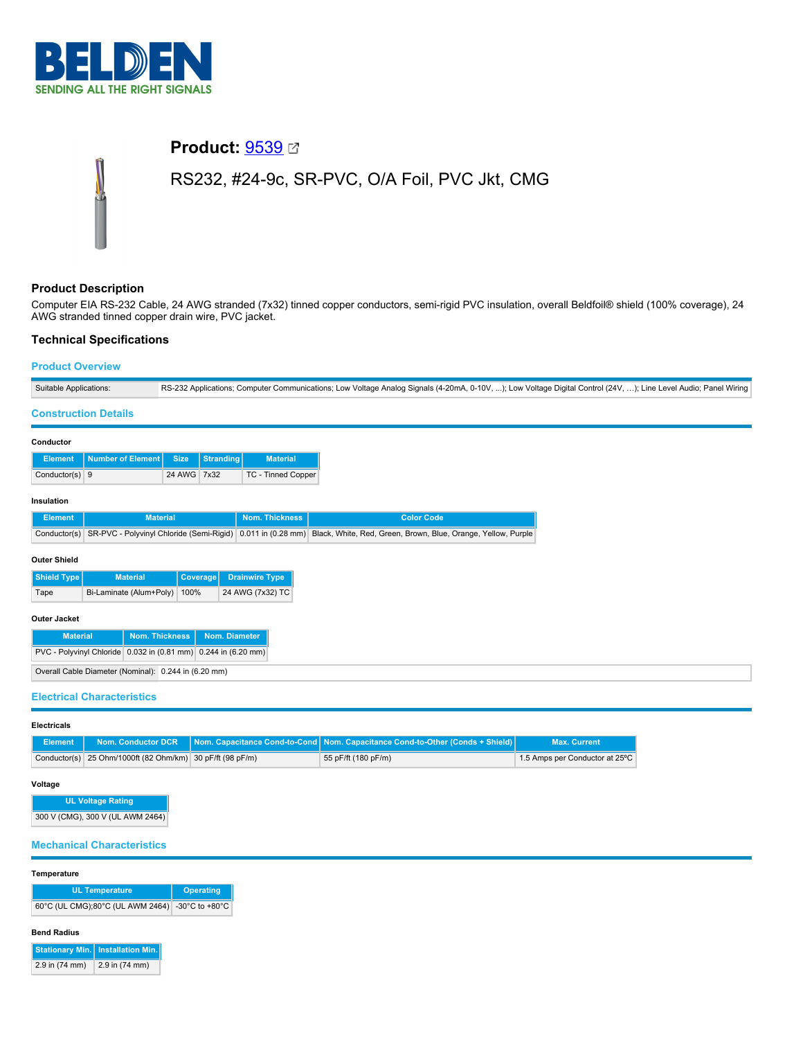# Product: 9539

## RS232, #24-9c, SR-PVC, O/A Foil, PVC Jkt, CMG

### Product Description

Computer EIA RS-232 Cable, 24 AWG stranded (7x32) tinned copper conductors, semi-rigid PVC insulation, overall Beldfoil® shield (100% coverage), 24 AWG stranded tinned copper drain wire, PVC jacket.

### Technical Specifications

#### Product Overview

| | |
|---|---|
| Suitable Applications: | RS-232 Applications; Computer Communications; Low Voltage Analog Signals (4-20mA, 0-10V, ...); Low Voltage Digital Control (24V, ...); Line Level Audio; Panel Wiring |

#### Construction Details

**Conductor**

| Element | Number of Element | Size | Stranding | Material |
|---|---|---|---|---|
| Conductor(s) | 9 | 24 AWG | 7x32 | TC - Tinned Copper |

**Insulation**

| Element | Material | Nom. Thickness | Color Code |
|---|---|---|---|
| Conductor(s) | SR-PVC - Polyvinyl Chloride (Semi-Rigid) | 0.011 in (0.28 mm) | Black, White, Red, Green, Brown, Blue, Orange, Yellow, Purple |

**Outer Shield**

| Shield Type | Material | Coverage | Drainwire Type |
|---|---|---|---|
| Tape | Bi-Laminate (Alum+Poly) | 100% | 24 AWG (7x32) TC |

**Outer Jacket**

| Material | Nom. Thickness | Nom. Diameter |
|---|---|---|
| PVC - Polyvinyl Chloride | 0.032 in (0.81 mm) | 0.244 in (6.20 mm) |

| | |
|---|---|
| Overall Cable Diameter (Nominal): | 0.244 in (6.20 mm) |

#### Electrical Characteristics

**Electricals**

| Element | Nom. Conductor DCR | Nom. Capacitance Cond-to-Cond | Nom. Capacitance Cond-to-Other (Conds + Shield) | Max. Current |
|---|---|---|---|---|
| Conductor(s) | 25 Ohm/1000ft (82 Ohm/km) | 30 pF/ft (98 pF/m) | 55 pF/ft (180 pF/m) | 1.5 Amps per Conductor at 25ºC |

**Voltage**

| UL Voltage Rating |
|---|
| 300 V (CMG), 300 V (UL AWM 2464) |

#### Mechanical Characteristics

**Temperature**

| UL Temperature | Operating |
|---|---|
| 60°C (UL CMG);80°C (UL AWM 2464) | -30°C to +80°C |

**Bend Radius**

| Stationary Min. | Installation Min. |
|---|---|
| 2.9 in (74 mm) | 2.9 in (74 mm) |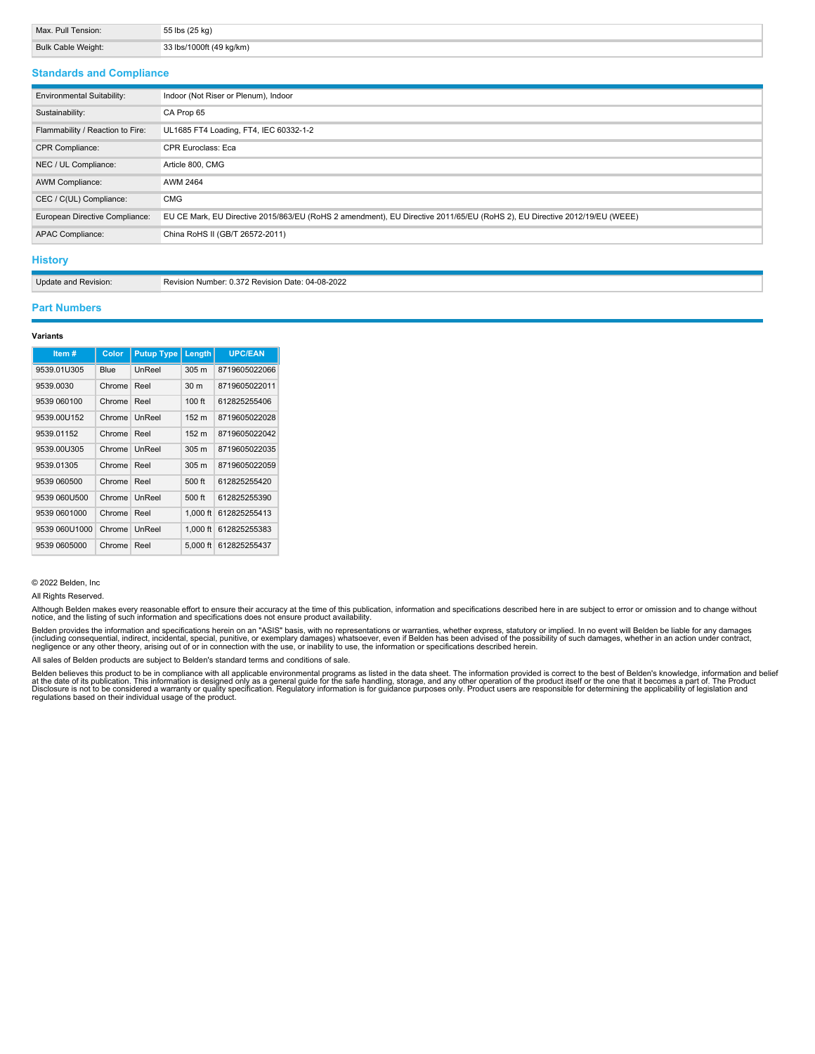| | |
|---|---|
| Max. Pull Tension: | 55 lbs (25 kg) |
| Bulk Cable Weight: | 33 lbs/1000ft (49 kg/km) |

## Standards and Compliance

| | |
|---|---|
| Environmental Suitability: | Indoor (Not Riser or Plenum), Indoor |
| Sustainability: | CA Prop 65 |
| Flammability / Reaction to Fire: | UL1685 FT4 Loading, FT4, IEC 60332-1-2 |
| CPR Compliance: | CPR Euroclass: Eca |
| NEC / UL Compliance: | Article 800, CMG |
| AWM Compliance: | AWM 2464 |
| CEC / C(UL) Compliance: | CMG |
| European Directive Compliance: | EU CE Mark, EU Directive 2015/863/EU (RoHS 2 amendment), EU Directive 2011/65/EU (RoHS 2), EU Directive 2012/19/EU (WEEE) |
| APAC Compliance: | China RoHS II (GB/T 26572-2011) |

## History

| | |
|---|---|
| Update and Revision: | Revision Number: 0.372 Revision Date: 04-08-2022 |

## Part Numbers

**Variants**

| Item # | Color | Putup Type | Length | UPC/EAN |
|---|---|---|---|---|
| 9539.01U305 | Blue | UnReel | 305 m | 8719605022066 |
| 9539.0030 | Chrome | Reel | 30 m | 8719605022011 |
| 9539 060100 | Chrome | Reel | 100 ft | 612825255406 |
| 9539.00U152 | Chrome | UnReel | 152 m | 8719605022028 |
| 9539.01152 | Chrome | Reel | 152 m | 8719605022042 |
| 9539.00U305 | Chrome | UnReel | 305 m | 8719605022035 |
| 9539.01305 | Chrome | Reel | 305 m | 8719605022059 |
| 9539 060500 | Chrome | Reel | 500 ft | 612825255420 |
| 9539 060U500 | Chrome | UnReel | 500 ft | 612825255390 |
| 9539 0601000 | Chrome | Reel | 1,000 ft | 612825255413 |
| 9539 060U1000 | Chrome | UnReel | 1,000 ft | 612825255383 |
| 9539 0605000 | Chrome | Reel | 5,000 ft | 612825255437 |

© 2022 Belden, Inc

All Rights Reserved.

Although Belden makes every reasonable effort to ensure their accuracy at the time of this publication, information and specifications described here in are subject to error or omission and to change without notice, and the listing of such information and specifications does not ensure product availability.

Belden provides the information and specifications herein on an "ASIS" basis, with no representations or warranties, whether express, statutory or implied. In no event will Belden be liable for any damages (including consequential, indirect, incidental, special, punitive, or exemplary damages) whatsoever, even if Belden has been advised of the possibility of such damages, whether in an action under contract, negligence or any other theory, arising out of or in connection with the use, or inability to use, the information or specifications described herein.

All sales of Belden products are subject to Belden's standard terms and conditions of sale.

Belden believes this product to be in compliance with all applicable environmental programs as listed in the data sheet. The information provided is correct to the best of Belden's knowledge, information and belief at the date of its publication. This information is designed only as a general guide for the safe handling, storage, and any other operation of the product itself or the one that it becomes a part of. The Product Disclosure is not to be considered a warranty or quality specification. Regulatory information is for guidance purposes only. Product users are responsible for determining the applicability of legislation and regulations based on their individual usage of the product.